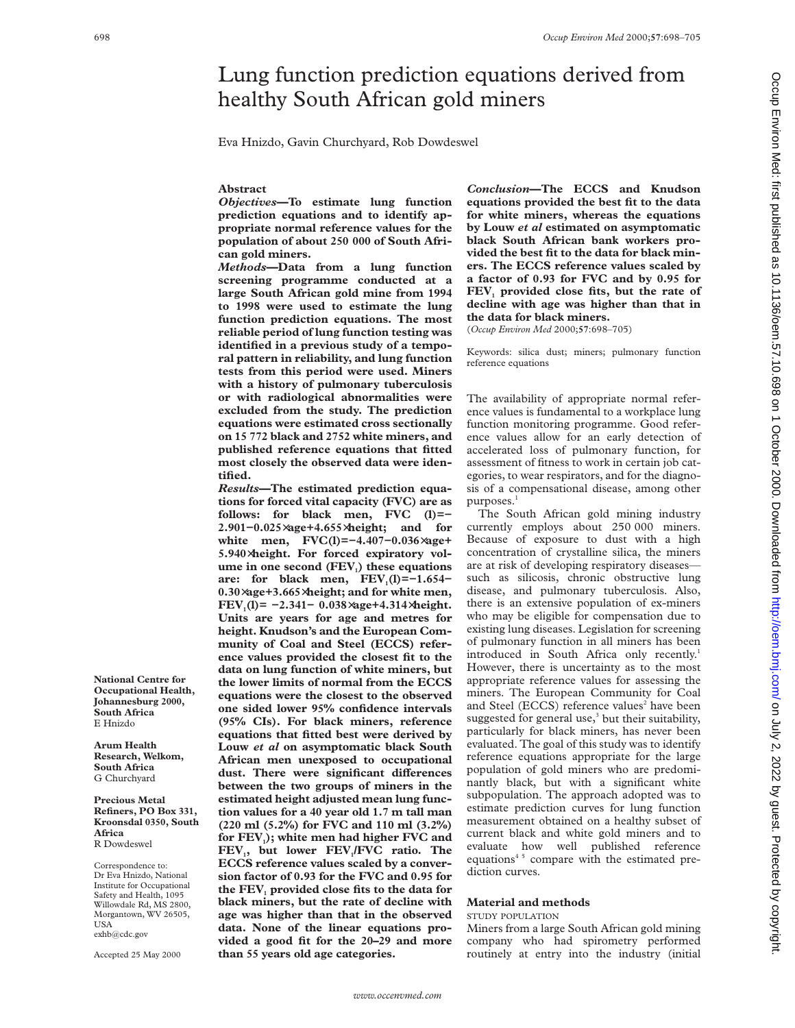# Lung function prediction equations derived from healthy South African gold miners

Eva Hnizdo, Gavin Churchyard, Rob Dowdeswel

## Abstract

***Objectives*—To estimate lung function prediction equations and to identify appropriate normal reference values for the population of about 250 000 of South African gold miners.**

***Methods*—Data from a lung function screening programme conducted at a large South African gold mine from 1994 to 1998 were used to estimate the lung function prediction equations. The most reliable period of lung function testing was identified in a previous study of a temporal pattern in reliability, and lung function tests from this period were used. Miners with a history of pulmonary tuberculosis or with radiological abnormalities were excluded from the study. The prediction equations were estimated cross sectionally on 15 772 black and 2752 white miners, and published reference equations that fitted most closely the observed data were identified.**

***Results*—The estimated prediction equations for forced vital capacity (FVC) are as follows: for black men, FVC (l)=−2.901−0.025×age+4.655×height; and for white men, FVC(l)=−4.407−0.036×age+5.940×height. For forced expiratory volume in one second ($FEV_1$) these equations are: for black men, $FEV_1$(l)=−1.654−0.30×age+3.665×height; and for white men, $FEV_1$(l)= −2.341− 0.038×age+4.314×height. Units are years for age and metres for height. Knudson's and the European Community of Coal and Steel (ECCS) reference values provided the closest fit to the data on lung function of white miners, but the lower limits of normal from the ECCS equations were the closest to the observed one sided lower 95% confidence intervals (95% CIs). For black miners, reference equations that fitted best were derived by Louw *et al* on asymptomatic black South African men unexposed to occupational dust. There were significant differences between the two groups of miners in the estimated height adjusted mean lung function values for a 40 year old 1.7 m tall man (220 ml (5.2%) for FVC and 110 ml (3.2%) for $FEV_1$); white men had higher FVC and $FEV_1$, but lower $FEV_1$/FVC ratio. The ECCS reference values scaled by a conversion factor of 0.93 for the FVC and 0.95 for the $FEV_1$ provided close fits to the data for black miners, but the rate of decline with age was higher than that in the observed data. None of the linear equations provided a good fit for the 20–29 and more than 55 years old age categories.**

***Conclusion*—The ECCS and Knudson equations provided the best fit to the data for white miners, whereas the equations by Louw *et al* estimated on asymptomatic black South African bank workers provided the best fit to the data for black miners. The ECCS reference values scaled by a factor of 0.93 for FVC and by 0.95 for $FEV_1$ provided close fits, but the rate of decline with age was higher than that in the data for black miners.**

(*Occup Environ Med* 2000;**57**:698–705)

Keywords: silica dust; miners; pulmonary function reference equations

**National Centre for Occupational Health, Johannesburg 2000, South Africa**
E Hnizdo

**Arum Health Research, Welkom, South Africa**
G Churchyard

**Precious Metal Refiners, PO Box 331, Kroonsdal 0350, South Africa**
R Dowdeswel

Correspondence to: Dr Eva Hnizdo, National Institute for Occupational Safety and Health, 1095 Willowdale Rd, MS 2800, Morgantown, WV 26505, USA
exhb@cdc.gov

Accepted 25 May 2000

The availability of appropriate normal reference values is fundamental to a workplace lung function monitoring programme. Good reference values allow for an early detection of accelerated loss of pulmonary function, for assessment of fitness to work in certain job categories, to wear respirators, and for the diagnosis of a compensational disease, among other purposes.[1]

The South African gold mining industry currently employs about 250 000 miners. Because of exposure to dust with a high concentration of crystalline silica, the miners are at risk of developing respiratory diseases—such as silicosis, chronic obstructive lung disease, and pulmonary tuberculosis. Also, there is an extensive population of ex-miners who may be eligible for compensation due to existing lung diseases. Legislation for screening of pulmonary function in all miners has been introduced in South Africa only recently.[1] However, there is uncertainty as to the most appropriate reference values for assessing the miners. The European Community for Coal and Steel (ECCS) reference values[2] have been suggested for general use,[3] but their suitability, particularly for black miners, has never been evaluated. The goal of this study was to identify reference equations appropriate for the large population of gold miners who are predominantly black, but with a significant white subpopulation. The approach adopted was to estimate prediction curves for lung function measurement obtained on a healthy subset of current black and white gold miners and to evaluate how well published reference equations[4,5] compare with the estimated prediction curves.

## Material and methods

### STUDY POPULATION

Miners from a large South African gold mining company who had spirometry performed routinely at entry into the industry (initial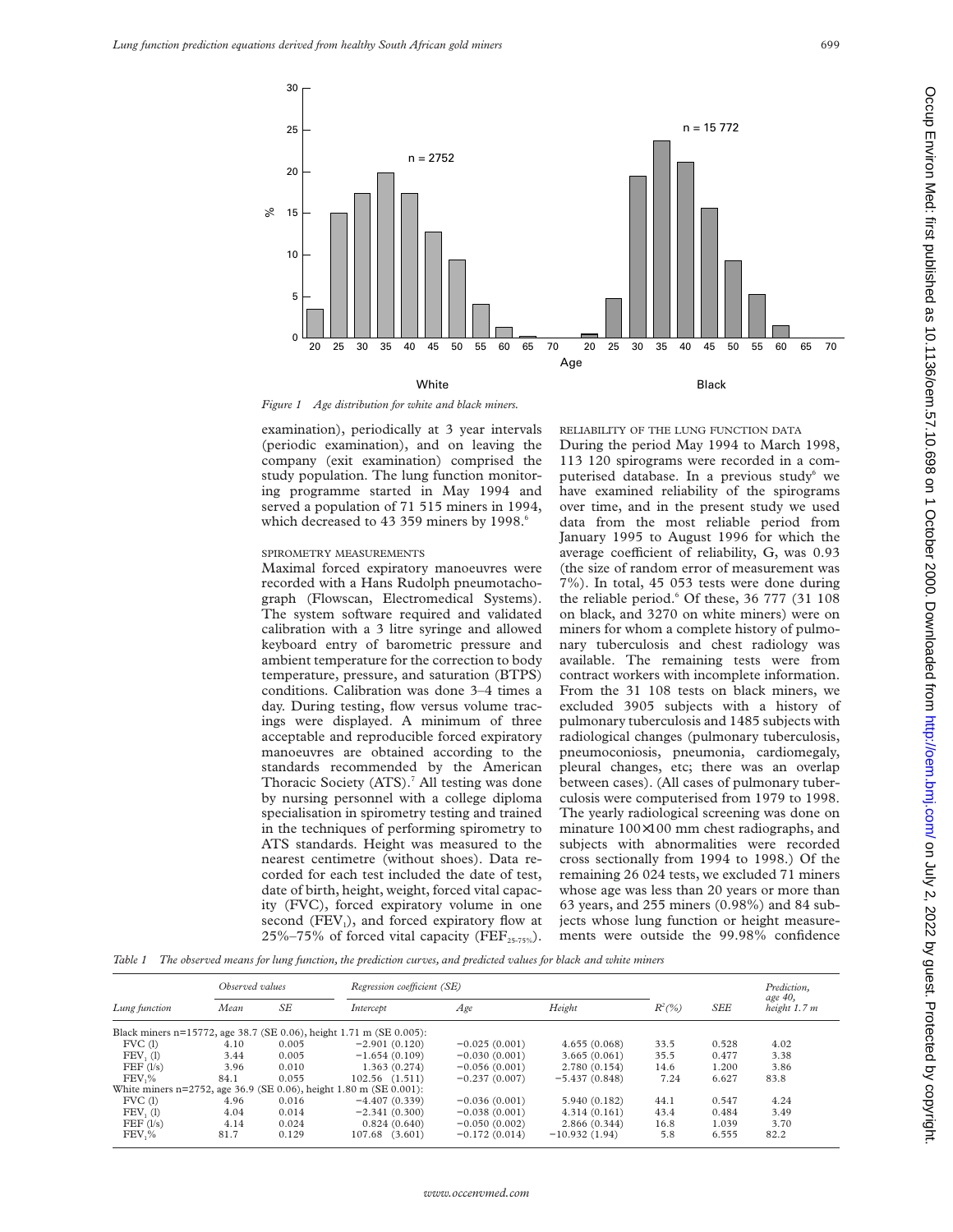30

25

20

15

10

5

0

%

n = 2752

n = 15 772

20 25 30 35 40 45 50 55 60 65 70 20 25 30 35 40 45 50 55 60 65 70

Age

White

Black

*Figure 1 Age distribution for white and black miners.*

examination), periodically at 3 year intervals (periodic examination), and on leaving the company (exit examination) comprised the study population. The lung function monitoring programme started in May 1994 and served a population of 71 515 miners in 1994, which decreased to 43 359 miners by 1998.[6]

### SPIROMETRY MEASUREMENTS

Maximal forced expiratory manoeuvres were recorded with a Hans Rudolph pneumotachograph (Flowscan, Electromedical Systems). The system software required and validated calibration with a 3 litre syringe and allowed keyboard entry of barometric pressure and ambient temperature for the correction to body temperature, pressure, and saturation (BTPS) conditions. Calibration was done 3–4 times a day. During testing, flow versus volume tracings were displayed. A minimum of three acceptable and reproducible forced expiratory manoeuvres are obtained according to the standards recommended by the American Thoracic Society (ATS).[7] All testing was done by nursing personnel with a college diploma specialisation in spirometry testing and trained in the techniques of performing spirometry to ATS standards. Height was measured to the nearest centimetre (without shoes). Data recorded for each test included the date of test, date of birth, height, weight, forced vital capacity (FVC), forced expiratory volume in one second ($FEV_1$), and forced expiratory flow at 25%–75% of forced vital capacity ($FEF_{25-75\%}$).

### RELIABILITY OF THE LUNG FUNCTION DATA

During the period May 1994 to March 1998, 113 120 spirograms were recorded in a computerised database. In a previous study[6] we have examined reliability of the spirograms over time, and in the present study we used data from the most reliable period from January 1995 to August 1996 for which the average coefficient of reliability, G, was 0.93 (the size of random error of measurement was 7%). In total, 45 053 tests were done during the reliable period.[6] Of these, 36 777 (31 108 on black, and 3270 on white miners) were on miners for whom a complete history of pulmonary tuberculosis and chest radiology was available. The remaining tests were from contract workers with incomplete information. From the 31 108 tests on black miners, we excluded 3905 subjects with a history of pulmonary tuberculosis and 1485 subjects with radiological changes (pulmonary tuberculosis, pneumoconiosis, pneumonia, cardiomegaly, pleural changes, etc; there was an overlap between cases). (All cases of pulmonary tuberculosis were computerised from 1979 to 1998. The yearly radiological screening was done on minature 100×100 mm chest radiographs, and subjects with abnormalities were recorded cross sectionally from 1994 to 1998.) Of the remaining 26 024 tests, we excluded 71 miners whose age was less than 20 years or more than 63 years, and 255 miners (0.98%) and 84 subjects whose lung function or height measurements were outside the 99.98% confidence

*Table 1 The observed means for lung function, the prediction curves, and predicted values for black and white miners*

| Lung function | Observed values | | Regression coefficient (SE) | | | | | Prediction, age 40, height 1.7 m |
|---|---|---|---|---|---|---|---|---|
| | Mean | SE | Intercept | Age | Height | $R^2$(%) | SEE | |
| Black miners n=15772, age 38.7 (SE 0.06), height 1.71 m (SE 0.005): | | | | | | | | |
| FVC (l) | 4.10 | 0.005 | −2.901 (0.120) | −0.025 (0.001) | 4.655 (0.068) | 33.5 | 0.528 | 4.02 |
| $FEV_1$ (l) | 3.44 | 0.005 | −1.654 (0.109) | −0.030 (0.001) | 3.665 (0.061) | 35.5 | 0.477 | 3.38 |
| FEF (l/s) | 3.96 | 0.010 | 1.363 (0.274) | −0.056 (0.001) | 2.780 (0.154) | 14.6 | 1.200 | 3.86 |
| $FEV_1$% | 84.1 | 0.055 | 102.56 (1.511) | −0.237 (0.007) | −5.437 (0.848) | 7.24 | 6.627 | 83.8 |
| White miners n=2752, age 36.9 (SE 0.06), height 1.80 m (SE 0.001): | | | | | | | | |
| FVC (l) | 4.96 | 0.016 | −4.407 (0.339) | −0.036 (0.001) | 5.940 (0.182) | 44.1 | 0.547 | 4.24 |
| $FEV_1$ (l) | 4.04 | 0.014 | −2.341 (0.300) | −0.038 (0.001) | 4.314 (0.161) | 43.4 | 0.484 | 3.49 |
| FEF (l/s) | 4.14 | 0.024 | 0.824 (0.640) | −0.050 (0.002) | 2.866 (0.344) | 16.8 | 1.039 | 3.70 |
| $FEV_1$% | 81.7 | 0.129 | 107.68 (3.601) | −0.172 (0.014) | −10.932 (1.94) | 5.8 | 6.555 | 82.2 |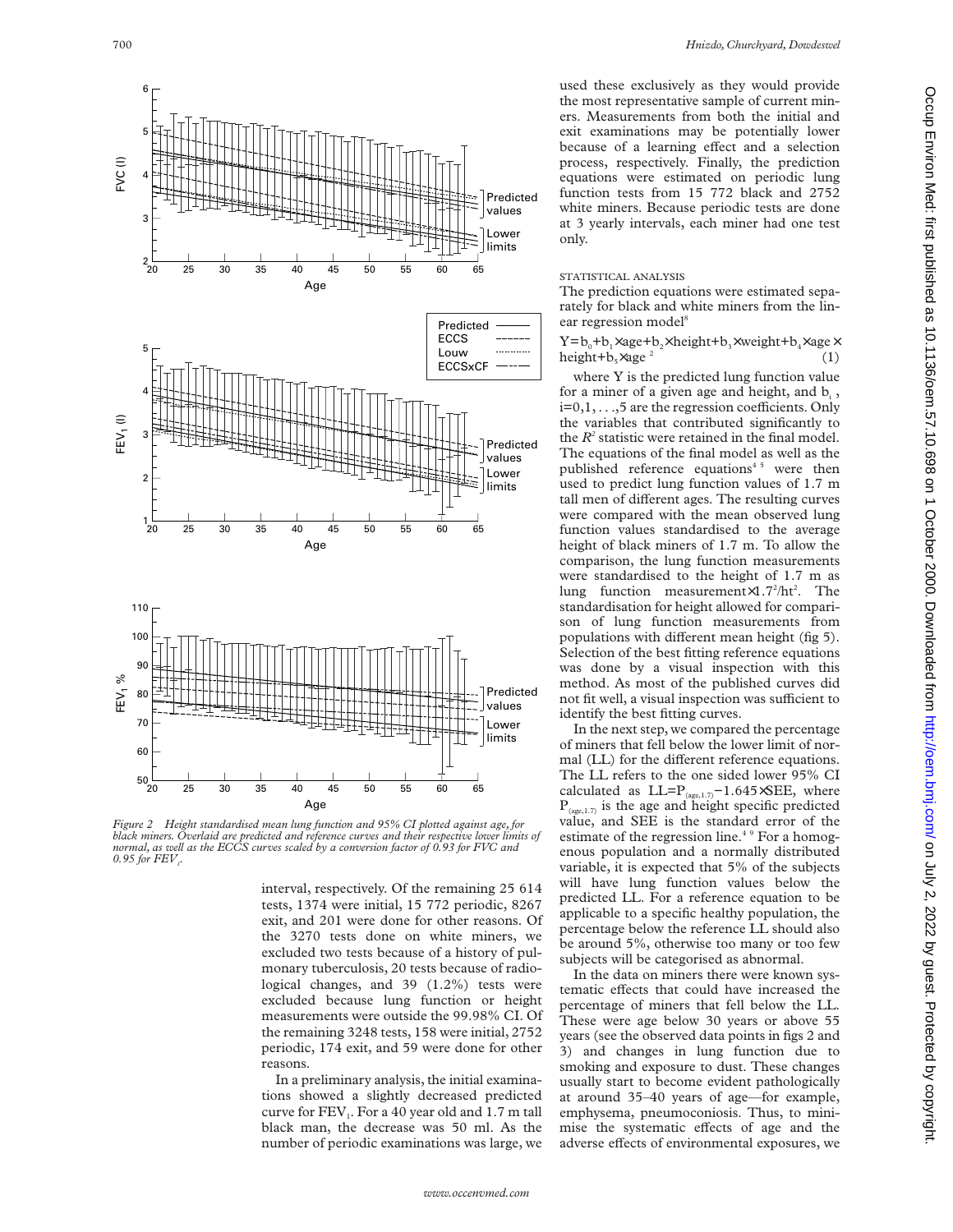6
5
FVC (l)
4
3
2
20 25 30 35 40 45 50 55 60 65
Age
Predicted values
Lower limits

Predicted
ECCS
Louw
ECCSxCF

5
4
$FEV_1$ (l)
3
2
1
20 25 30 35 40 45 50 55 60 65
Age
Predicted values
Lower limits

110
100
90
$FEV_1$ %
80
70
60
50
20 25 30 35 40 45 50 55 60 65
Age
Predicted values
Lower limits

*Figure 2 Height standardised mean lung function and 95% CI plotted against age, for black miners. Overlaid are predicted and reference curves and their respective lower limits of normal, as well as the ECCS curves scaled by a conversion factor of 0.93 for FVC and 0.95 for $FEV_1$.*

interval, respectively. Of the remaining 25 614 tests, 1374 were initial, 15 772 periodic, 8267 exit, and 201 were done for other reasons. Of the 3270 tests done on white miners, we excluded two tests because of a history of pulmonary tuberculosis, 20 tests because of radiological changes, and 39 (1.2%) tests were excluded because lung function or height measurements were outside the 99.98% CI. Of the remaining 3248 tests, 158 were initial, 2752 periodic, 174 exit, and 59 were done for other reasons.

In a preliminary analysis, the initial examinations showed a slightly decreased predicted curve for $FEV_1$. For a 40 year old and 1.7 m tall black man, the decrease was 50 ml. As the number of periodic examinations was large, we used these exclusively as they would provide the most representative sample of current miners. Measurements from both the initial and exit examinations may be potentially lower because of a learning effect and a selection process, respectively. Finally, the prediction equations were estimated on periodic lung function tests from 15 772 black and 2752 white miners. Because periodic tests are done at 3 yearly intervals, each miner had one test only.

### STATISTICAL ANALYSIS

The prediction equations were estimated separately for black and white miners from the linear regression model[8]

$$Y=b_0+b_1\times age+b_2\times height+b_3\times weight+b_4\times age\times height+b_5\times age^2 \qquad (1)$$

where Y is the predicted lung function value for a miner of a given age and height, and $b_i$, $i=0,1,\ldots,5$ are the regression coefficients. Only the variables that contributed significantly to the $R^2$ statistic were retained in the final model. The equations of the final model as well as the published reference equations[4 5] were then used to predict lung function values of 1.7 m tall men of different ages. The resulting curves were compared with the mean observed lung function values standardised to the average height of black miners of 1.7 m. To allow the comparison, the lung function measurements were standardised to the height of 1.7 m as lung function measurement$\times 1.7^2/ht^2$. The standardisation for height allowed for comparison of lung function measurements from populations with different mean height (fig 5). Selection of the best fitting reference equations was done by a visual inspection with this method. As most of the published curves did not fit well, a visual inspection was sufficient to identify the best fitting curves.

In the next step, we compared the percentage of miners that fell below the lower limit of normal (LL) for the different reference equations. The LL refers to the one sided lower 95% CI calculated as $LL=P_{(age,1.7)}-1.645\times SEE$, where $P_{(age,1.7)}$ is the age and height specific predicted value, and SEE is the standard error of the estimate of the regression line.[4 9] For a homogenous population and a normally distributed variable, it is expected that 5% of the subjects will have lung function values below the predicted LL. For a reference equation to be applicable to a specific healthy population, the percentage below the reference LL should also be around 5%, otherwise too many or too few subjects will be categorised as abnormal.

In the data on miners there were known systematic effects that could have increased the percentage of miners that fell below the LL. These were age below 30 years or above 55 years (see the observed data points in figs 2 and 3) and changes in lung function due to smoking and exposure to dust. These changes usually start to become evident pathologically at around 35–40 years of age—for example, emphysema, pneumoconiosis. Thus, to minimise the systematic effects of age and the adverse effects of environmental exposures, we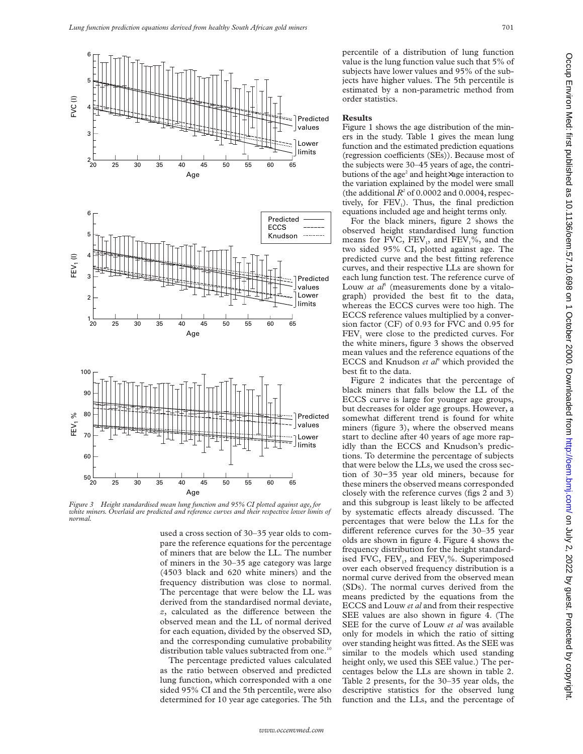FVC (l)

6
5
4
3
2

20 25 30 35 40 45 50 55 60 65

Age

Predicted values

Lower limits

FEV$_1$ (l)

6
5
4
3
2
1

20 25 30 35 40 45 50 55 60 65

Age

Predicted
ECCS
Knudson

Predicted values

Lower limits

FEV$_1$ %

100
90
80
70
60
50

20 25 30 35 40 45 50 55 60 65

Age

Predicted values

Lower limits

*Figure 3 Height standardised mean lung function and 95% CI plotted against age, for white miners. Overlaid are predicted and reference curves and their respective lower limits of normal.*

used a cross section of 30–35 year olds to compare the reference equations for the percentage of miners that are below the LL. The number of miners in the 30–35 age category was large (4503 black and 620 white miners) and the frequency distribution was close to normal. The percentage that were below the LL was derived from the standardised normal deviate, $z$, calculated as the difference between the observed mean and the LL of normal derived for each equation, divided by the observed SD, and the corresponding cumulative probability distribution table values subtracted from one.[10]

The percentage predicted values calculated as the ratio between observed and predicted lung function, which corresponded with a one sided 95% CI and the 5th percentile, were also determined for 10 year age categories. The 5th percentile of a distribution of lung function value is the lung function value such that 5% of subjects have lower values and 95% of the subjects have higher values. The 5th percentile is estimated by a non-parametric method from order statistics.

## Results

Figure 1 shows the age distribution of the miners in the study. Table 1 gives the mean lung function and the estimated prediction equations (regression coefficients (SEs)). Because most of the subjects were 30–45 years of age, the contributions of the age$^2$ and height×age interaction to the variation explained by the model were small (the additional $R^2$ of 0.0002 and 0.0004, respectively, for FEV$_1$). Thus, the final prediction equations included age and height terms only.

For the black miners, figure 2 shows the observed height standardised lung function means for FVC, FEV$_1$, and FEV$_1$%, and the two sided 95% CI, plotted against age. The predicted curve and the best fitting reference curves, and their respective LLs are shown for each lung function test. The reference curve of Louw *at al*[5] (measurements done by a vitalograph) provided the best fit to the data, whereas the ECCS curves were too high. The ECCS reference values multiplied by a conversion factor (CF) of 0.93 for FVC and 0.95 for FEV$_1$ were close to the predicted curves. For the white miners, figure 3 shows the observed mean values and the reference equations of the ECCS and Knudson *et al*[9] which provided the best fit to the data.

Figure 2 indicates that the percentage of black miners that falls below the LL of the ECCS curve is large for younger age groups, but decreases for older age groups. However, a somewhat different trend is found for white miners (figure 3), where the observed means start to decline after 40 years of age more rapidly than the ECCS and Knudson's predictions. To determine the percentage of subjects that were below the LLs, we used the cross section of 30–35 year old miners, because for these miners the observed means corresponded closely with the reference curves (figs 2 and 3) and this subgroup is least likely to be affected by systematic effects already discussed. The percentages that were below the LLs for the different reference curves for the 30–35 year olds are shown in figure 4. Figure 4 shows the frequency distribution for the height standardised FVC, FEV$_1$, and FEV$_1$%. Superimposed over each observed frequency distribution is a normal curve derived from the observed mean (SDs). The normal curves derived from the means predicted by the equations from the ECCS and Louw *et al* and from their respective SEE values are also shown in figure 4. (The SEE for the curve of Louw *et al* was available only for models in which the ratio of sitting over standing height was fitted. As the SEE was similar to the models which used standing height only, we used this SEE value.) The percentages below the LLs are shown in table 2. Table 2 presents, for the 30–35 year olds, the descriptive statistics for the observed lung function and the LLs, and the percentage of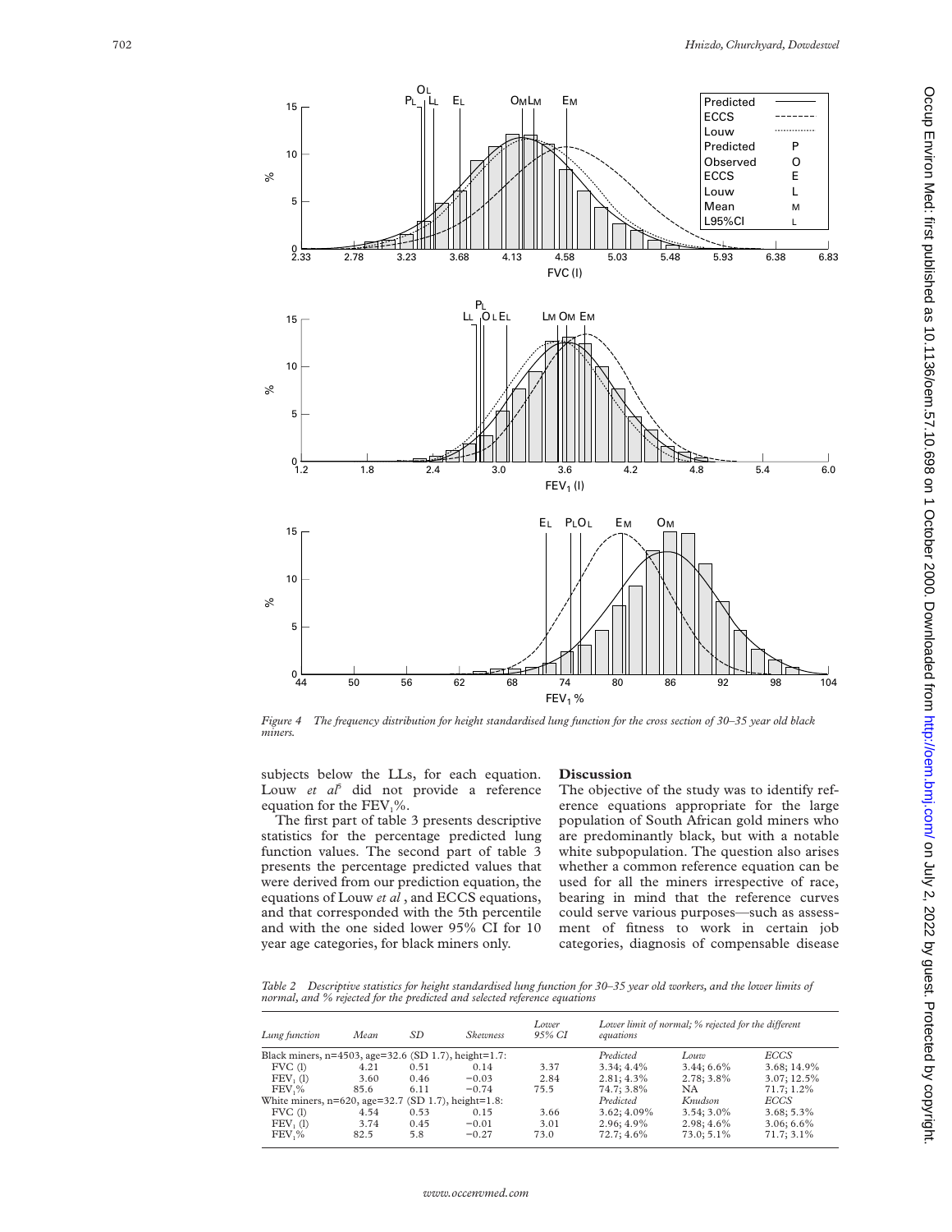Predicted
ECCS
Louw
Predicted P
Observed O
ECCS E
Louw L
Mean M
L95%CI L

FVC (l)

FEV$_1$ (l)

FEV$_1$ %

*Figure 4 The frequency distribution for height standardised lung function for the cross section of 30–35 year old black miners.*

subjects below the LLs, for each equation. Louw *et al*[5] did not provide a reference equation for the FEV$_1$%.

The first part of table 3 presents descriptive statistics for the percentage predicted lung function values. The second part of table 3 presents the percentage predicted values that were derived from our prediction equation, the equations of Louw *et al*, and ECCS equations, and that corresponded with the 5th percentile and with the one sided lower 95% CI for 10 year age categories, for black miners only.

## Discussion

The objective of the study was to identify reference equations appropriate for the large population of South African gold miners who are predominantly black, but with a notable white subpopulation. The question also arises whether a common reference equation can be used for all the miners irrespective of race, bearing in mind that the reference curves could serve various purposes—such as assessment of fitness to work in certain job categories, diagnosis of compensable disease

*Table 2 Descriptive statistics for height standardised lung function for 30–35 year old workers, and the lower limits of normal, and % rejected for the predicted and selected reference equations*

| Lung function | Mean | SD | Skewness | Lower 95% CI | Lower limit of normal; % rejected for the different equations | | |
|---|---|---|---|---|---|---|---|
| Black miners, n=4503, age=32.6 (SD 1.7), height=1.7: | | | | | Predicted | Louw | ECCS |
| FVC (l) | 4.21 | 0.51 | 0.14 | 3.37 | 3.34; 4.4% | 3.44; 6.6% | 3.68; 14.9% |
| FEV$_1$ (l) | 3.60 | 0.46 | −0.03 | 2.84 | 2.81; 4.3% | 2.78; 3.8% | 3.07; 12.5% |
| FEV$_1$% | 85.6 | 6.11 | −0.74 | 75.5 | 74.7; 3.8% | NA | 71.7; 1.2% |
| White miners, n=620, age=32.7 (SD 1.7), height=1.8: | | | | | Predicted | Knudson | ECCS |
| FVC (l) | 4.54 | 0.53 | 0.15 | 3.66 | 3.62; 4.09% | 3.54; 3.0% | 3.68; 5.3% |
| FEV$_1$ (l) | 3.74 | 0.45 | −0.01 | 3.01 | 2.96; 4.9% | 2.98; 4.6% | 3.06; 6.6% |
| FEV$_1$% | 82.5 | 5.8 | −0.27 | 73.0 | 72.7; 4.6% | 73.0; 5.1% | 71.7; 3.1% |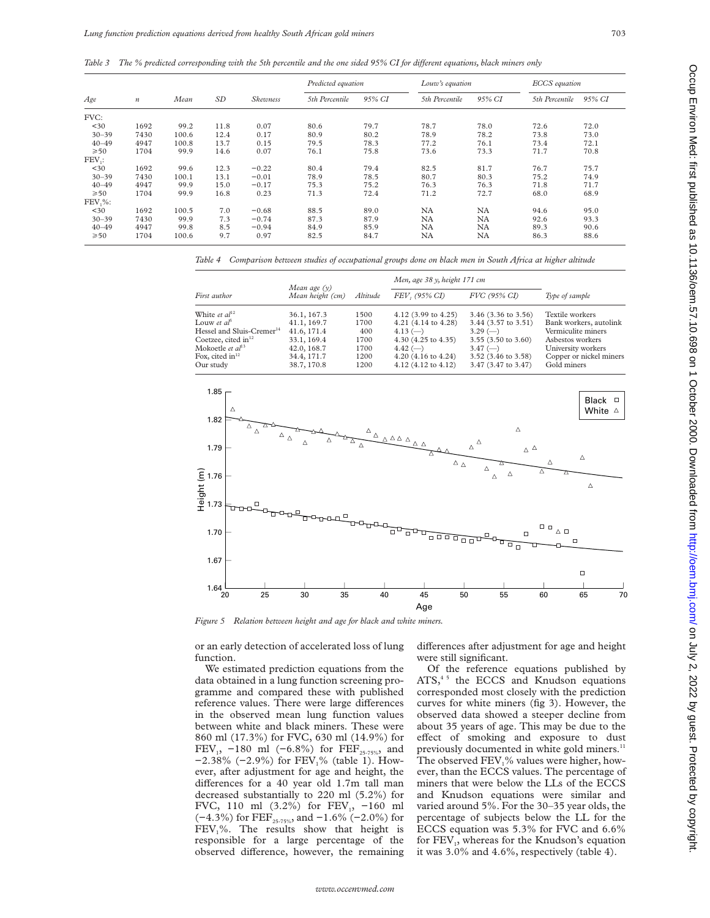*Table 3 The % predicted corresponding with the 5th percentile and the one sided 95% CI for different equations, black miners only*

| Age | n | Mean | SD | Skewness | Predicted equation | | Louw's equation | | ECCS equation | |
|---|---|---|---|---|---|---|---|---|---|---|
| | | | | | 5th Percentile | 95% CI | 5th Percentile | 95% CI | 5th Percentile | 95% CI |
| FVC: | | | | | | | | | | |
| <30 | 1692 | 99.2 | 11.8 | 0.07 | 80.6 | 79.7 | 78.7 | 78.0 | 72.6 | 72.0 |
| 30–39 | 7430 | 100.6 | 12.4 | 0.17 | 80.9 | 80.2 | 78.9 | 78.2 | 73.8 | 73.0 |
| 40–49 | 4947 | 100.8 | 13.7 | 0.15 | 79.5 | 78.3 | 77.2 | 76.1 | 73.4 | 72.1 |
| ≥50 | 1704 | 99.9 | 14.6 | 0.07 | 76.1 | 75.8 | 73.6 | 73.3 | 71.7 | 70.8 |
| $FEV_1$: | | | | | | | | | | |
| <30 | 1692 | 99.6 | 12.3 | −0.22 | 80.4 | 79.4 | 82.5 | 81.7 | 76.7 | 75.7 |
| 30–39 | 7430 | 100.1 | 13.1 | −0.01 | 78.9 | 78.5 | 80.7 | 80.3 | 75.2 | 74.9 |
| 40–49 | 4947 | 99.9 | 15.0 | −0.17 | 75.3 | 75.2 | 76.3 | 76.3 | 71.8 | 71.7 |
| ≥50 | 1704 | 99.9 | 16.8 | 0.23 | 71.3 | 72.4 | 71.2 | 72.7 | 68.0 | 68.9 |
| $FEV_1$%: | | | | | | | | | | |
| <30 | 1692 | 100.5 | 7.0 | −0.68 | 88.5 | 89.0 | NA | NA | 94.6 | 95.0 |
| 30–39 | 7430 | 99.9 | 7.3 | −0.74 | 87.3 | 87.9 | NA | NA | 92.6 | 93.3 |
| 40–49 | 4947 | 99.8 | 8.5 | −0.94 | 84.9 | 85.9 | NA | NA | 89.3 | 90.6 |
| ≥50 | 1704 | 100.6 | 9.7 | 0.97 | 82.5 | 84.7 | NA | NA | 86.3 | 88.6 |

*Table 4 Comparison between studies of occupational groups done on black men in South Africa at higher altitude*

| First author | Mean age (y) Mean height (cm) | Altitude | Men, age 38 y, height 171 cm | | Type of sample |
|---|---|---|---|---|---|
| | | | $FEV_1$ (95% CI) | FVC (95% CI) | |
| White *et al*[12] | 36.1, 167.3 | 1500 | 4.12 (3.99 to 4.25) | 3.46 (3.36 to 3.56) | Textile workers |
| Louw *et al*[3] | 41.1, 169.7 | 1700 | 4.21 (4.14 to 4.28) | 3.44 (3.57 to 3.51) | Bank workers, autolink |
| Hessel and Sluis-Cremer[14] | 41.6, 171.4 | 400 | 4.13 (—) | 3.29 (—) | Vermiculite miners |
| Coetzee, cited in[12] | 33.1, 169.4 | 1700 | 4.30 (4.25 to 4.35) | 3.55 (3.50 to 3.60) | Asbestos workers |
| Mokoetle *et al*[13] | 42.0, 168.7 | 1700 | 4.42 (—) | 3.47 (—) | University workers |
| Fox, cited in[12] | 34.4, 171.7 | 1200 | 4.20 (4.16 to 4.24) | 3.52 (3.46 to 3.58) | Copper or nickel miners |
| Our study | 38.7, 170.8 | 1200 | 4.12 (4.12 to 4.12) | 3.47 (3.47 to 3.47) | Gold miners |

Height (m)
1.85
1.82
1.79
1.76
1.73
1.70
1.67
1.64
Age
20 25 30 35 40 45 50 55 60 65 70
Black □
White △

*Figure 5 Relation between height and age for black and white miners.*

or an early detection of accelerated loss of lung function.

We estimated prediction equations from the data obtained in a lung function screening programme and compared these with published reference values. There were large differences in the observed mean lung function values between white and black miners. These were 860 ml (17.3%) for FVC, 630 ml (14.9%) for $FEV_1$, −180 ml (−6.8%) for $FEF_{25-75\%}$, and −2.38% (−2.9%) for $FEV_1$% (table 1). However, after adjustment for age and height, the differences for a 40 year old 1.7m tall man decreased substantially to 220 ml (5.2%) for FVC, 110 ml (3.2%) for $FEV_1$, −160 ml (−4.3%) for $FEF_{25-75\%}$, and −1.6% (−2.0%) for $FEV_1$%. The results show that height is responsible for a large percentage of the observed difference, however, the remaining differences after adjustment for age and height were still significant.

Of the reference equations published by ATS,[4 5] the ECCS and Knudson equations corresponded most closely with the prediction curves for white miners (fig 3). However, the observed data showed a steeper decline from about 35 years of age. This may be due to the effect of smoking and exposure to dust previously documented in white gold miners.[11] The observed $FEV_1$% values were higher, however, than the ECCS values. The percentage of miners that were below the LLs of the ECCS and Knudson equations were similar and varied around 5%. For the 30–35 year olds, the percentage of subjects below the LL for the ECCS equation was 5.3% for FVC and 6.6% for $FEV_1$, whereas for the Knudson's equation it was 3.0% and 4.6%, respectively (table 4).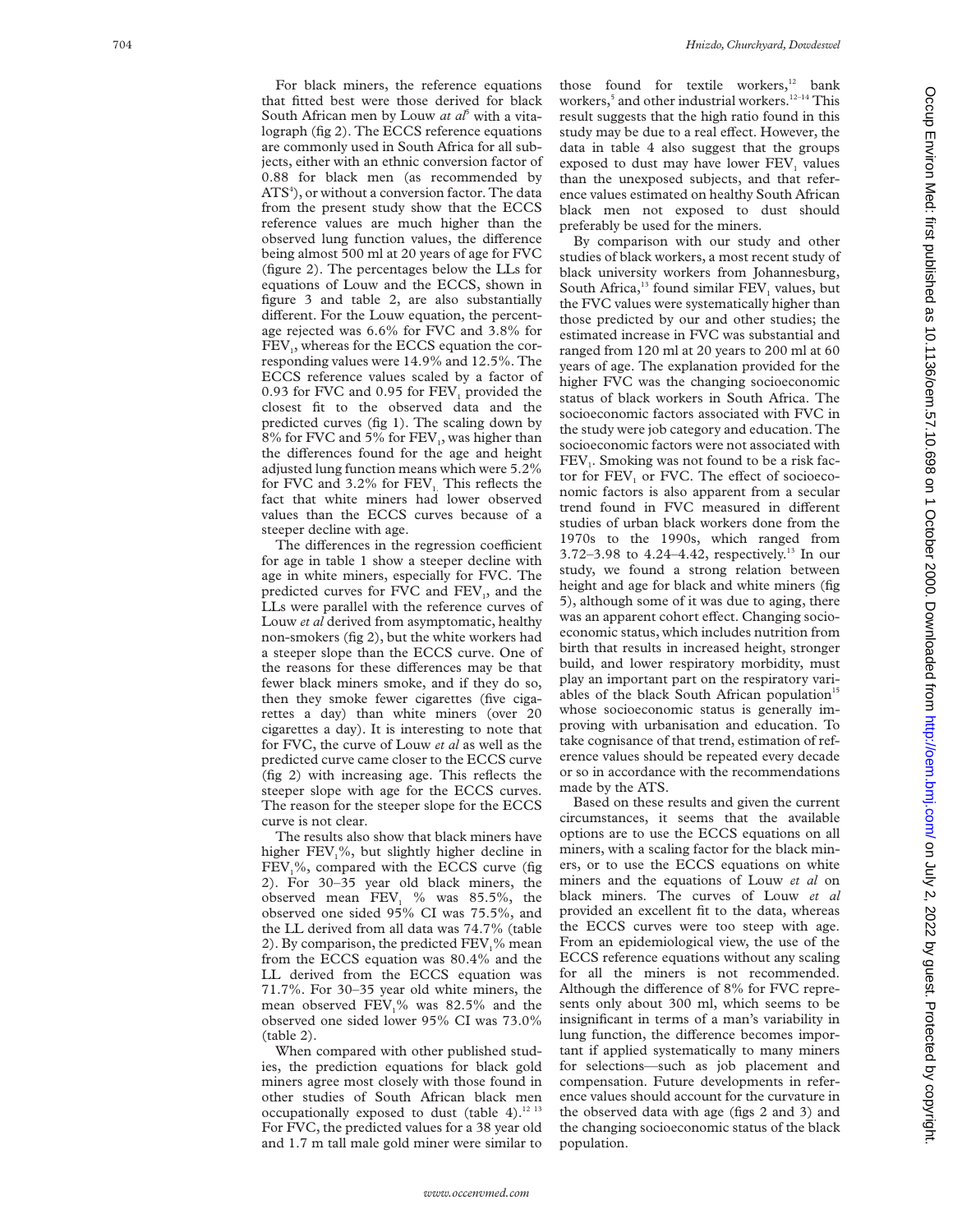For black miners, the reference equations that fitted best were those derived for black South African men by Louw *et al*[5] with a vitalograph (fig 2). The ECCS reference equations are commonly used in South Africa for all subjects, either with an ethnic conversion factor of 0.88 for black men (as recommended by ATS[4]), or without a conversion factor. The data from the present study show that the ECCS reference values are much higher than the observed lung function values, the difference being almost 500 ml at 20 years of age for FVC (figure 2). The percentages below the LLs for equations of Louw and the ECCS, shown in figure 3 and table 2, are also substantially different. For the Louw equation, the percentage rejected was 6.6% for FVC and 3.8% for $FEV_1$, whereas for the ECCS equation the corresponding values were 14.9% and 12.5%. The ECCS reference values scaled by a factor of 0.93 for FVC and 0.95 for $FEV_1$ provided the closest fit to the observed data and the predicted curves (fig 1). The scaling down by 8% for FVC and 5% for $FEV_1$, was higher than the differences found for the age and height adjusted lung function means which were 5.2% for FVC and 3.2% for $FEV_1$. This reflects the fact that white miners had lower observed values than the ECCS curves because of a steeper decline with age.

The differences in the regression coefficient for age in table 1 show a steeper decline with age in white miners, especially for FVC. The predicted curves for FVC and $FEV_1$, and the LLs were parallel with the reference curves of Louw *et al* derived from asymptomatic, healthy non-smokers (fig 2), but the white workers had a steeper slope than the ECCS curve. One of the reasons for these differences may be that fewer black miners smoke, and if they do so, then they smoke fewer cigarettes (five cigarettes a day) than white miners (over 20 cigarettes a day). It is interesting to note that for FVC, the curve of Louw *et al* as well as the predicted curve came closer to the ECCS curve (fig 2) with increasing age. This reflects the steeper slope with age for the ECCS curves. The reason for the steeper slope for the ECCS curve is not clear.

The results also show that black miners have higher $FEV_1\%$, but slightly higher decline in $FEV_1\%$, compared with the ECCS curve (fig 2). For 30–35 year old black miners, the observed mean $FEV_1$ % was 85.5%, the observed one sided 95% CI was 75.5%, and the LL derived from all data was 74.7% (table 2). By comparison, the predicted $FEV_1\%$ mean from the ECCS equation was 80.4% and the LL derived from the ECCS equation was 71.7%. For 30–35 year old white miners, the mean observed $FEV_1\%$ was 82.5% and the observed one sided lower 95% CI was 73.0% (table 2).

When compared with other published studies, the prediction equations for black gold miners agree most closely with those found in other studies of South African black men occupationally exposed to dust (table 4).[12 13] For FVC, the predicted values for a 38 year old and 1.7 m tall male gold miner were similar to those found for textile workers,[12] bank workers,[5] and other industrial workers.[12–14] This result suggests that the high ratio found in this study may be due to a real effect. However, the data in table 4 also suggest that the groups exposed to dust may have lower $FEV_1$ values than the unexposed subjects, and that reference values estimated on healthy South African black men not exposed to dust should preferably be used for the miners.

By comparison with our study and other studies of black workers, a most recent study of black university workers from Johannesburg, South Africa,[13] found similar $FEV_1$ values, but the FVC values were systematically higher than those predicted by our and other studies; the estimated increase in FVC was substantial and ranged from 120 ml at 20 years to 200 ml at 60 years of age. The explanation provided for the higher FVC was the changing socioeconomic status of black workers in South Africa. The socioeconomic factors associated with FVC in the study were job category and education. The socioeconomic factors were not associated with $FEV_1$. Smoking was not found to be a risk factor for $FEV_1$ or FVC. The effect of socioeconomic factors is also apparent from a secular trend found in FVC measured in different studies of urban black workers done from the 1970s to the 1990s, which ranged from 3.72–3.98 to 4.24–4.42, respectively.[13] In our study, we found a strong relation between height and age for black and white miners (fig 5), although some of it was due to aging, there was an apparent cohort effect. Changing socioeconomic status, which includes nutrition from birth that results in increased height, stronger build, and lower respiratory morbidity, must play an important part on the respiratory variables of the black South African population[15] whose socioeconomic status is generally improving with urbanisation and education. To take cognisance of that trend, estimation of reference values should be repeated every decade or so in accordance with the recommendations made by the ATS.

Based on these results and given the current circumstances, it seems that the available options are to use the ECCS equations on all miners, with a scaling factor for the black miners, or to use the ECCS equations on white miners and the equations of Louw *et al* on black miners. The curves of Louw *et al* provided an excellent fit to the data, whereas the ECCS curves were too steep with age. From an epidemiological view, the use of the ECCS reference equations without any scaling for all the miners is not recommended. Although the difference of 8% for FVC represents only about 300 ml, which seems to be insignificant in terms of a man's variability in lung function, the difference becomes important if applied systematically to many miners for selections—such as job placement and compensation. Future developments in reference values should account for the curvature in the observed data with age (figs 2 and 3) and the changing socioeconomic status of the black population.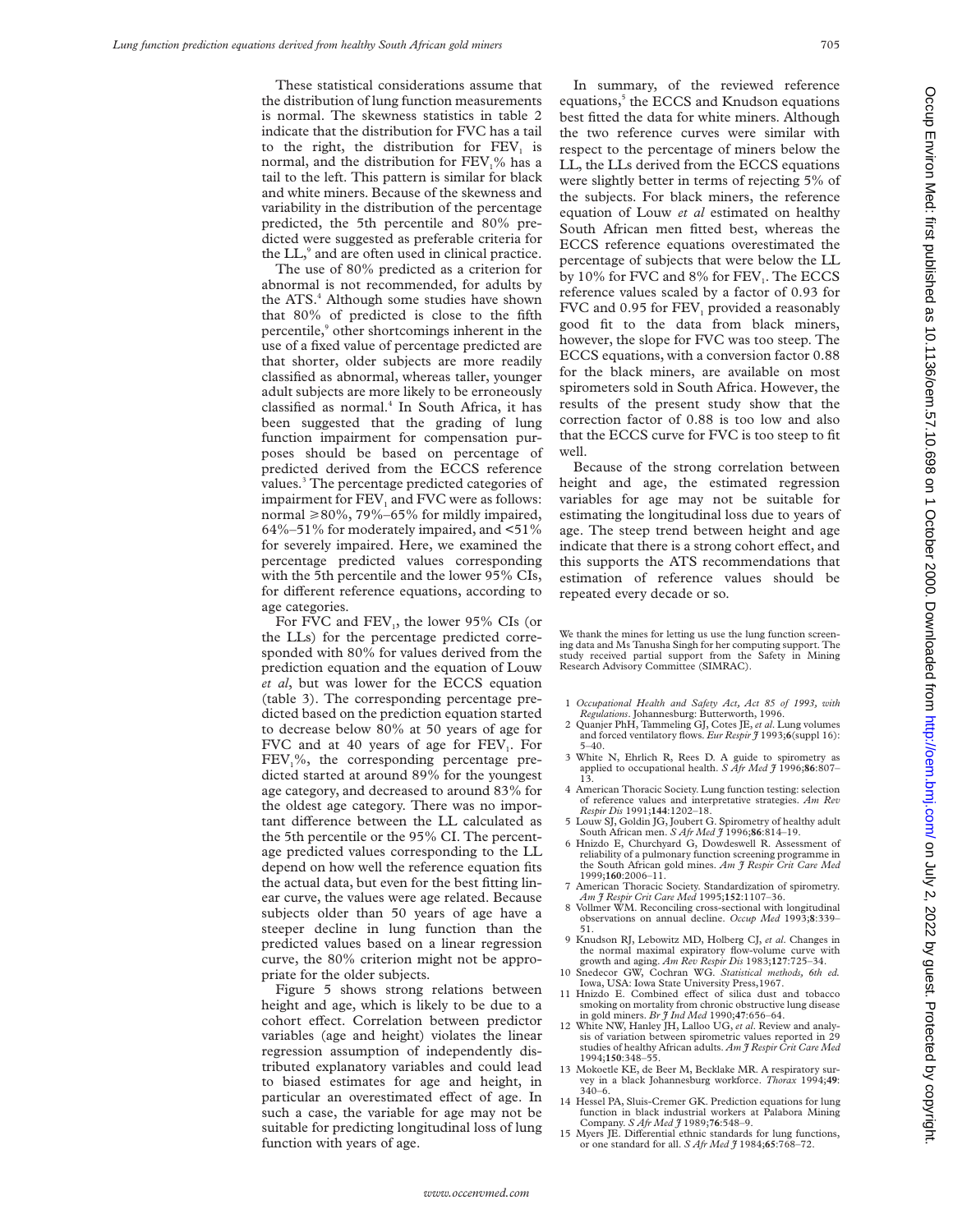These statistical considerations assume that the distribution of lung function measurements is normal. The skewness statistics in table 2 indicate that the distribution for FVC has a tail to the right, the distribution for $FEV_1$ is normal, and the distribution for $FEV_1$% has a tail to the left. This pattern is similar for black and white miners. Because of the skewness and variability in the distribution of the percentage predicted, the 5th percentile and 80% predicted were suggested as preferable criteria for the LL,[9] and are often used in clinical practice.

The use of 80% predicted as a criterion for abnormal is not recommended, for adults by the ATS.[4] Although some studies have shown that 80% of predicted is close to the fifth percentile,[9] other shortcomings inherent in the use of a fixed value of percentage predicted are that shorter, older subjects are more readily classified as abnormal, whereas taller, younger adult subjects are more likely to be erroneously classified as normal.[4] In South Africa, it has been suggested that the grading of lung function impairment for compensation purposes should be based on percentage of predicted derived from the ECCS reference values.[3] The percentage predicted categories of impairment for $FEV_1$ and FVC were as follows: normal ⩾80%, 79%–65% for mildly impaired, 64%–51% for moderately impaired, and <51% for severely impaired. Here, we examined the percentage predicted values corresponding with the 5th percentile and the lower 95% CIs, for different reference equations, according to age categories.

For FVC and $FEV_1$, the lower 95% CIs (or the LLs) for the percentage predicted corresponded with 80% for values derived from the prediction equation and the equation of Louw *et al*, but was lower for the ECCS equation (table 3). The corresponding percentage predicted based on the prediction equation started to decrease below 80% at 50 years of age for FVC and at 40 years of age for $FEV_1$. For $FEV_1$%, the corresponding percentage predicted started at around 89% for the youngest age category, and decreased to around 83% for the oldest age category. There was no important difference between the LL calculated as the 5th percentile or the 95% CI. The percentage predicted values corresponding to the LL depend on how well the reference equation fits the actual data, but even for the best fitting linear curve, the values were age related. Because subjects older than 50 years of age have a steeper decline in lung function than the predicted values based on a linear regression curve, the 80% criterion might not be appropriate for the older subjects.

Figure 5 shows strong relations between height and age, which is likely to be due to a cohort effect. Correlation between predictor variables (age and height) violates the linear regression assumption of independently distributed explanatory variables and could lead to biased estimates for age and height, in particular an overestimated effect of age. In such a case, the variable for age may not be suitable for predicting longitudinal loss of lung function with years of age.

In summary, of the reviewed reference equations,[5] the ECCS and Knudson equations best fitted the data for white miners. Although the two reference curves were similar with respect to the percentage of miners below the LL, the LLs derived from the ECCS equations were slightly better in terms of rejecting 5% of the subjects. For black miners, the reference equation of Louw *et al* estimated on healthy South African men fitted best, whereas the ECCS reference equations overestimated the percentage of subjects that were below the LL by 10% for FVC and 8% for $FEV_1$. The ECCS reference values scaled by a factor of 0.93 for FVC and 0.95 for $FEV_1$ provided a reasonably good fit to the data from black miners, however, the slope for FVC was too steep. The ECCS equations, with a conversion factor 0.88 for the black miners, are available on most spirometers sold in South Africa. However, the results of the present study show that the correction factor of 0.88 is too low and also that the ECCS curve for FVC is too steep to fit well.

Because of the strong correlation between height and age, the estimated regression variables for age may not be suitable for estimating the longitudinal loss due to years of age. The steep trend between height and age indicate that there is a strong cohort effect, and this supports the ATS recommendations that estimation of reference values should be repeated every decade or so.

We thank the mines for letting us use the lung function screening data and Ms Tanusha Singh for her computing support. The study received partial support from the Safety in Mining Research Advisory Committee (SIMRAC).

1. *Occupational Health and Safety Act, Act 85 of 1993, with Regulations*. Johannesburg: Butterworth, 1996.
2. Quanjer PhH, Tammeling GJ, Cotes JE, *et al*. Lung volumes and forced ventilatory flows. *Eur Respir J* 1993;**6**(suppl 16):5–40.
3. White N, Ehrlich R, Rees D. A guide to spirometry as applied to occupational health. *S Afr Med J* 1996;**86**:807–13.
4. American Thoracic Society. Lung function testing: selection of reference values and interpretative strategies. *Am Rev Respir Dis* 1991;**144**:1202–18.
5. Louw SJ, Goldin JG, Joubert G. Spirometry of healthy adult South African men. *S Afr Med J* 1996;**86**:814–19.
6. Hnizdo E, Churchyard G, Dowdeswell R. Assessment of reliability of a pulmonary function screening programme in the South African gold mines. *Am J Respir Crit Care Med* 1999;**160**:2006–11.
7. American Thoracic Society. Standardization of spirometry. *Am J Respir Crit Care Med* 1995;**152**:1107–36.
8. Vollmer WM. Reconciling cross-sectional with longitudinal observations on annual decline. *Occup Med* 1993;**8**:339–51.
9. Knudson RJ, Lebowitz MD, Holberg CJ, *et al*. Changes in the normal maximal expiratory flow-volume curve with growth and aging. *Am Rev Respir Dis* 1983;**127**:725–34.
10. Snedecor GW, Cochran WG. *Statistical methods, 6th ed.* Iowa, USA: Iowa State University Press,1967.
11. Hnizdo E. Combined effect of silica dust and tobacco smoking on mortality from chronic obstructive lung disease in gold miners. *Br J Ind Med* 1990;**47**:656–64.
12. White NW, Hanley JH, Lalloo UG, *et al*. Review and analysis of variation between spirometric values reported in 29 studies of healthy African adults. *Am J Respir Crit Care Med* 1994;**150**:348–55.
13. Mokoetle KE, de Beer M, Becklake MR. A respiratory survey in a black Johannesburg workforce. *Thorax* 1994;**49**:340–6.
14. Hessel PA, Sluis-Cremer GK. Prediction equations for lung function in black industrial workers at Palabora Mining Company. *S Afr Med J* 1989;**76**:548–9.
15. Myers JE. Differential ethnic standards for lung functions, or one standard for all. *S Afr Med J* 1984;**65**:768–72.